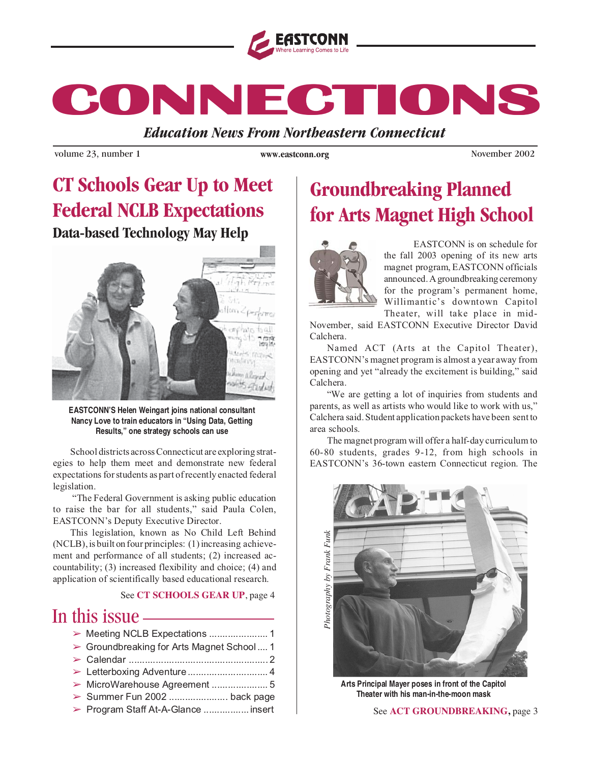EASTCONN

Where Learning Comes to Life

# CONNECTIONS

*Education News From Northeastern Connecticut*

volume 23, number 1 | www.eastconn.org | November 2002

## CT Schools Gear Up to Meet Federal NCLB Expectations

### Data-based Technology May Help

**EASTCONN'S Helen Weingart joins national consultant Nancy Love to train educators in "Using Data, Getting Results," one strategy schools can use**

School districts across Connecticut are exploring strategies to help them meet and demonstrate new federal expectations for students as part of recently enacted federal legislation.

"The Federal Government is asking public education to raise the bar for all students," said Paula Colen, EASTCONN's Deputy Executive Director.

This legislation, known as No Child Left Behind (NCLB), is built on four principles: (1) increasing achievement and performance of all students; (2) increased accountability; (3) increased flexibility and choice; (4) and application of scientifically based educational research.

See **CT SCHOOLS GEAR UP**, page 4

## In this issue

- Meeting NCLB Expectations ..................... 1
- Groundbreaking for Arts Magnet School .... 1
- Calendar .................................................. 2
- Letterboxing Adventure ............................ 4
- MicroWarehouse Agreement ..................... 5
- Summer Fun 2002 ...................... back page
- Program Staff At-A-Glance ................. insert

## Groundbreaking Planned for Arts Magnet High School

EASTCONN is on schedule for the fall 2003 opening of its new arts magnet program, EASTCONN officials announced. A groundbreaking ceremony for the program's permanent home, Willimantic's downtown Capitol Theater, will take place in mid-November, said EASTCONN Executive Director David Calchera.

Named ACT (Arts at the Capitol Theater), EASTCONN's magnet program is almost a year away from opening and yet "already the excitement is building," said Calchera.

"We are getting a lot of inquiries from students and parents, as well as artists who would like to work with us," Calchera said. Student application packets have been sent to area schools.

The magnet program will offer a half-day curriculum to 60-80 students, grades 9-12, from high schools in EASTCONN's 36-town eastern Connecticut region. The

*Photography by Frank Funk*

**Arts Principal Mayer poses in front of the Capitol Theater with his man-in-the-moon mask**

See **ACT GROUNDBREAKING,** page 3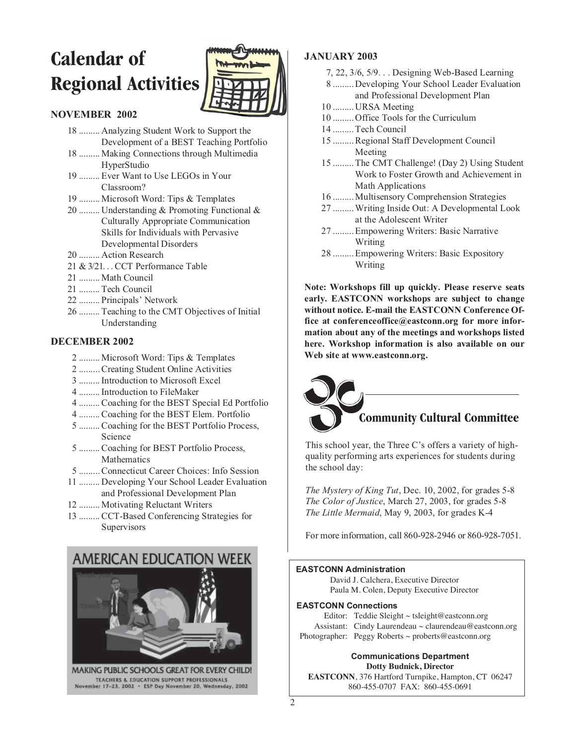# Calendar of Regional Activities

## NOVEMBER 2002

- 18 ......... Analyzing Student Work to Support the Development of a BEST Teaching Portfolio
- 18 ......... Making Connections through Multimedia HyperStudio
- 19 ......... Ever Want to Use LEGOs in Your Classroom?
- 19 ......... Microsoft Word: Tips & Templates
- 20 ......... Understanding & Promoting Functional & Culturally Appropriate Communication Skills for Individuals with Pervasive Developmental Disorders
- 20 ......... Action Research
- 21 & 3/21. . . CCT Performance Table
- 21 ......... Math Council
- 21 ......... Tech Council
- 22 ......... Principals' Network
- 26 ......... Teaching to the CMT Objectives of Initial Understanding

## DECEMBER 2002

- 2 ......... Microsoft Word: Tips & Templates
- 2 ......... Creating Student Online Activities
- 3 ......... Introduction to Microsoft Excel
- 4 ......... Introduction to FileMaker
- 4 ......... Coaching for the BEST Special Ed Portfolio
- 4 ......... Coaching for the BEST Elem. Portfolio
- 5 ......... Coaching for the BEST Portfolio Process, Science
- 5 ......... Coaching for BEST Portfolio Process, Mathematics
- 5 ......... Connecticut Career Choices: Info Session
- 11 ......... Developing Your School Leader Evaluation and Professional Development Plan
- 12 ......... Motivating Reluctant Writers
- 13 ......... CCT-Based Conferencing Strategies for Supervisors

AMERICAN EDUCATION WEEK

MAKING PUBLIC SCHOOLS GREAT FOR EVERY CHILD!

TEACHERS & EDUCATION SUPPORT PROFESSIONALS
November 17–23, 2002 • ESP Day November 20, Wednesday, 2002

## JANUARY 2003

- 7, 22, 3/6, 5/9. . . Designing Web-Based Learning
- 8 ......... Developing Your School Leader Evaluation and Professional Development Plan
- 10 ......... URSA Meeting
- 10 ......... Office Tools for the Curriculum
- 14 ......... Tech Council
- 15 ......... Regional Staff Development Council Meeting
- 15 ......... The CMT Challenge! (Day 2) Using Student Work to Foster Growth and Achievement in Math Applications
- 16 ......... Multisensory Comprehension Strategies
- 27 ......... Writing Inside Out: A Developmental Look at the Adolescent Writer
- 27 ......... Empowering Writers: Basic Narrative Writing
- 28 ......... Empowering Writers: Basic Expository Writing

**Note: Workshops fill up quickly. Please reserve seats early. EASTCONN workshops are subject to change without notice. E-mail the EASTCONN Conference Office at conferenceoffice@eastconn.org for more information about any of the meetings and workshops listed here. Workshop information is also available on our Web site at www.eastconn.org.**

## Community Cultural Committee

This school year, the Three C's offers a variety of high-quality performing arts experiences for students during the school day:

*The Mystery of King Tut*, Dec. 10, 2002, for grades 5-8
*The Color of Justice*, March 27, 2003, for grades 5-8
*The Little Mermaid*, May 9, 2003, for grades K-4

For more information, call 860-928-2946 or 860-928-7051.

**EASTCONN Administration**

David J. Calchera, Executive Director
Paula M. Colen, Deputy Executive Director

**EASTCONN Connections**

Editor: Teddie Sleight ~ tsleight@eastconn.org
Assistant: Cindy Laurendeau ~ claurendeau@eastconn.org
Photographer: Peggy Roberts ~ proberts@eastconn.org

**Communications Department**
**Dotty Budnick, Director**
**EASTCONN**, 376 Hartford Turnpike, Hampton, CT 06247
860-455-0707 FAX: 860-455-0691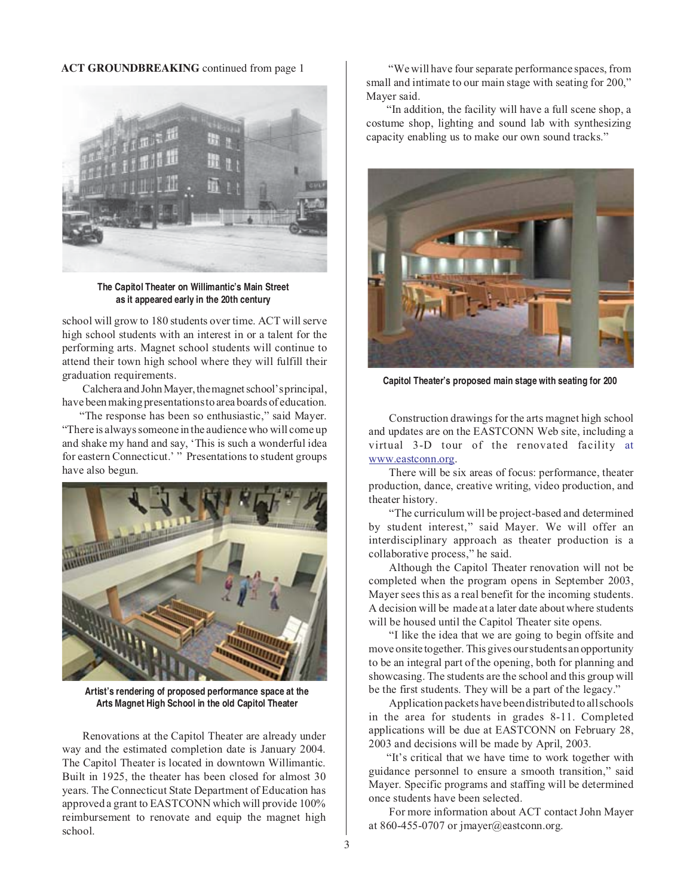**ACT GROUNDBREAKING** continued from page 1

The Capitol Theater on Willimantic's Main Street as it appeared early in the 20th century

school will grow to 180 students over time. ACT will serve high school students with an interest in or a talent for the performing arts. Magnet school students will continue to attend their town high school where they will fulfill their graduation requirements.

Calchera and John Mayer, the magnet school's principal, have been making presentations to area boards of education.

"The response has been so enthusiastic," said Mayer. "There is always someone in the audience who will come up and shake my hand and say, 'This is such a wonderful idea for eastern Connecticut.' " Presentations to student groups have also begun.

Artist's rendering of proposed performance space at the Arts Magnet High School in the old Capitol Theater

Renovations at the Capitol Theater are already under way and the estimated completion date is January 2004. The Capitol Theater is located in downtown Willimantic. Built in 1925, the theater has been closed for almost 30 years. The Connecticut State Department of Education has approved a grant to EASTCONN which will provide 100% reimbursement to renovate and equip the magnet high school.

"We will have four separate performance spaces, from small and intimate to our main stage with seating for 200," Mayer said.

"In addition, the facility will have a full scene shop, a costume shop, lighting and sound lab with synthesizing capacity enabling us to make our own sound tracks."

Capitol Theater's proposed main stage with seating for 200

Construction drawings for the arts magnet high school and updates are on the EASTCONN Web site, including a virtual 3-D tour of the renovated facility at www.eastconn.org.

There will be six areas of focus: performance, theater production, dance, creative writing, video production, and theater history.

"The curriculum will be project-based and determined by student interest," said Mayer. We will offer an interdisciplinary approach as theater production is a collaborative process," he said.

Although the Capitol Theater renovation will not be completed when the program opens in September 2003, Mayer sees this as a real benefit for the incoming students. A decision will be made at a later date about where students will be housed until the Capitol Theater site opens.

"I like the idea that we are going to begin offsite and move onsite together. This gives our students an opportunity to be an integral part of the opening, both for planning and showcasing. The students are the school and this group will be the first students. They will be a part of the legacy."

Application packets have been distributed to all schools in the area for students in grades 8-11. Completed applications will be due at EASTCONN on February 28, 2003 and decisions will be made by April, 2003.

"It's critical that we have time to work together with guidance personnel to ensure a smooth transition," said Mayer. Specific programs and staffing will be determined once students have been selected.

For more information about ACT contact John Mayer at 860-455-0707 or jmayer@eastconn.org.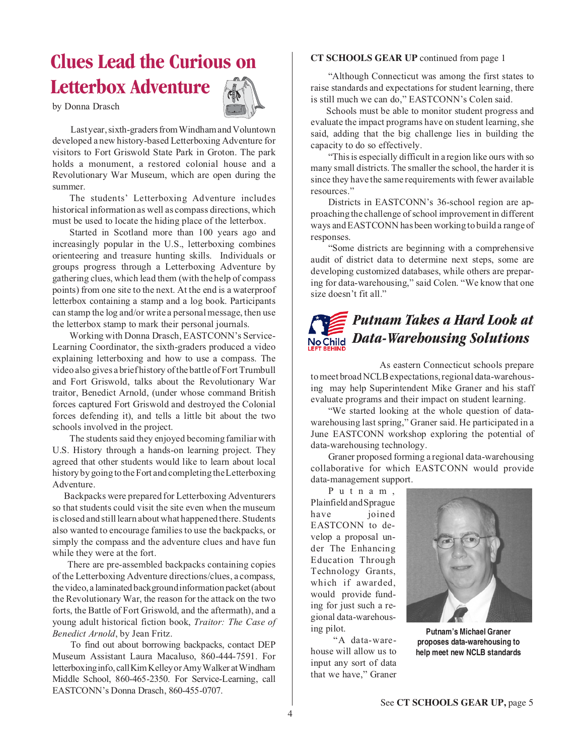# Clues Lead the Curious on Letterbox Adventure

by Donna Drasch

Last year, sixth-graders from Windham and Voluntown developed a new history-based Letterboxing Adventure for visitors to Fort Griswold State Park in Groton. The park holds a monument, a restored colonial house and a Revolutionary War Museum, which are open during the summer.

The students' Letterboxing Adventure includes historical information as well as compass directions, which must be used to locate the hiding place of the letterbox.

Started in Scotland more than 100 years ago and increasingly popular in the U.S., letterboxing combines orienteering and treasure hunting skills. Individuals or groups progress through a Letterboxing Adventure by gathering clues, which lead them (with the help of compass points) from one site to the next. At the end is a waterproof letterbox containing a stamp and a log book. Participants can stamp the log and/or write a personal message, then use the letterbox stamp to mark their personal journals.

Working with Donna Drasch, EASTCONN's Service-Learning Coordinator, the sixth-graders produced a video explaining letterboxing and how to use a compass. The video also gives a brief history of the battle of Fort Trumbull and Fort Griswold, talks about the Revolutionary War traitor, Benedict Arnold, (under whose command British forces captured Fort Griswold and destroyed the Colonial forces defending it), and tells a little bit about the two schools involved in the project.

The students said they enjoyed becoming familiar with U.S. History through a hands-on learning project. They agreed that other students would like to learn about local history by going to the Fort and completing the Letterboxing Adventure.

Backpacks were prepared for Letterboxing Adventurers so that students could visit the site even when the museum is closed and still learn about what happened there. Students also wanted to encourage families to use the backpacks, or simply the compass and the adventure clues and have fun while they were at the fort.

There are pre-assembled backpacks containing copies of the Letterboxing Adventure directions/clues, a compass, the video, a laminated background information packet (about the Revolutionary War, the reason for the attack on the two forts, the Battle of Fort Griswold, and the aftermath), and a young adult historical fiction book, *Traitor: The Case of Benedict Arnold*, by Jean Fritz.

To find out about borrowing backpacks, contact DEP Museum Assistant Laura Macaluso, 860-444-7591. For letterboxing info, call Kim Kelley or Amy Walker at Windham Middle School, 860-465-2350. For Service-Learning, call EASTCONN's Donna Drasch, 860-455-0707.

**CT SCHOOLS GEAR UP** continued from page 1

"Although Connecticut was among the first states to raise standards and expectations for student learning, there is still much we can do," EASTCONN's Colen said.

Schools must be able to monitor student progress and evaluate the impact programs have on student learning, she said, adding that the big challenge lies in building the capacity to do so effectively.

"This is especially difficult in a region like ours with so many small districts. The smaller the school, the harder it is since they have the same requirements with fewer available resources."

Districts in EASTCONN's 36-school region are approaching the challenge of school improvement in different ways and EASTCONN has been working to build a range of responses.

"Some districts are beginning with a comprehensive audit of district data to determine next steps, some are developing customized databases, while others are preparing for data-warehousing," said Colen. "We know that one size doesn't fit all."

## *Putnam Takes a Hard Look at Data-Warehousing Solutions*

As eastern Connecticut schools prepare to meet broad NCLB expectations, regional data-warehousing may help Superintendent Mike Graner and his staff evaluate programs and their impact on student learning.

"We started looking at the whole question of data-warehousing last spring," Graner said. He participated in a June EASTCONN workshop exploring the potential of data-warehousing technology.

Graner proposed forming a regional data-warehousing collaborative for which EASTCONN would provide data-management support.

Putnam, Plainfield and Sprague have joined EASTCONN to develop a proposal under The Enhancing Education Through Technology Grants, which if awarded, would provide funding for just such a regional data-warehousing pilot.

"A data-warehouse will allow us to input any sort of data that we have," Graner

**Putnam's Michael Graner proposes data-warehousing to help meet new NCLB standards**

See **CT SCHOOLS GEAR UP,** page 5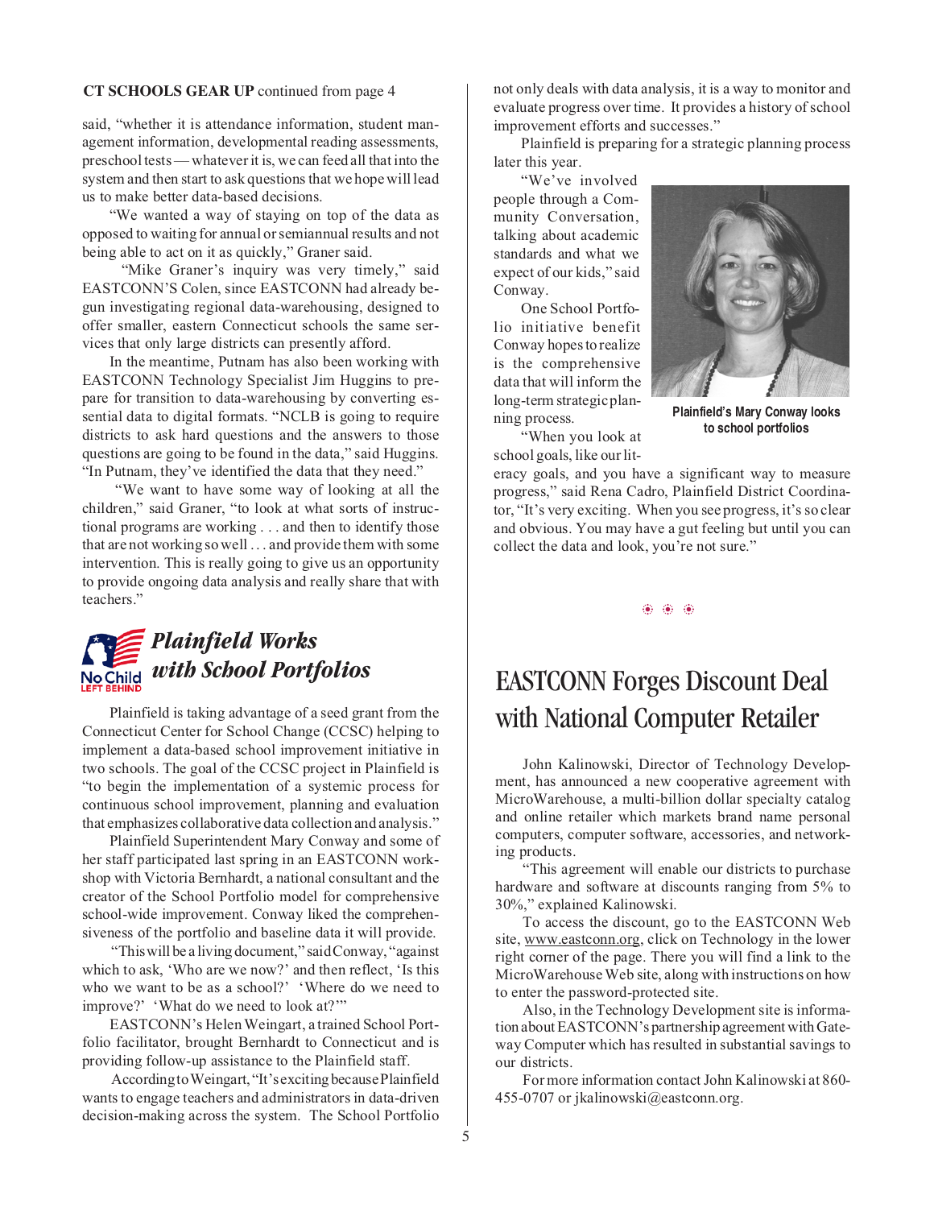**CT SCHOOLS GEAR UP** continued from page 4

said, "whether it is attendance information, student management information, developmental reading assessments, preschool tests — whatever it is, we can feed all that into the system and then start to ask questions that we hope will lead us to make better data-based decisions.

"We wanted a way of staying on top of the data as opposed to waiting for annual or semiannual results and not being able to act on it as quickly," Graner said.

"Mike Graner's inquiry was very timely," said EASTCONN'S Colen, since EASTCONN had already begun investigating regional data-warehousing, designed to offer smaller, eastern Connecticut schools the same services that only large districts can presently afford.

In the meantime, Putnam has also been working with EASTCONN Technology Specialist Jim Huggins to prepare for transition to data-warehousing by converting essential data to digital formats. "NCLB is going to require districts to ask hard questions and the answers to those questions are going to be found in the data," said Huggins. "In Putnam, they've identified the data that they need."

"We want to have some way of looking at all the children," said Graner, "to look at what sorts of instructional programs are working . . . and then to identify those that are not working so well . . . and provide them with some intervention. This is really going to give us an opportunity to provide ongoing data analysis and really share that with teachers."

## *Plainfield Works with School Portfolios*

Plainfield is taking advantage of a seed grant from the Connecticut Center for School Change (CCSC) helping to implement a data-based school improvement initiative in two schools. The goal of the CCSC project in Plainfield is "to begin the implementation of a systemic process for continuous school improvement, planning and evaluation that emphasizes collaborative data collection and analysis."

Plainfield Superintendent Mary Conway and some of her staff participated last spring in an EASTCONN workshop with Victoria Bernhardt, a national consultant and the creator of the School Portfolio model for comprehensive school-wide improvement. Conway liked the comprehensiveness of the portfolio and baseline data it will provide.

"This will be a living document," said Conway, "against which to ask, 'Who are we now?' and then reflect, 'Is this who we want to be as a school?' 'Where do we need to improve?' 'What do we need to look at?'"

EASTCONN's Helen Weingart, a trained School Portfolio facilitator, brought Bernhardt to Connecticut and is providing follow-up assistance to the Plainfield staff.

According to Weingart, "It's exciting because Plainfield wants to engage teachers and administrators in data-driven decision-making across the system. The School Portfolio not only deals with data analysis, it is a way to monitor and evaluate progress over time. It provides a history of school improvement efforts and successes."

Plainfield is preparing for a strategic planning process later this year.

"We've involved people through a Community Conversation, talking about academic standards and what we expect of our kids," said Conway.

**Plainfield's Mary Conway looks to school portfolios**

One School Portfolio initiative benefit Conway hopes to realize is the comprehensive data that will inform the long-term strategic planning process.

"When you look at school goals, like our literacy goals, and you have a significant way to measure progress," said Rena Cadro, Plainfield District Coordinator, "It's very exciting. When you see progress, it's so clear and obvious. You may have a gut feeling but until you can collect the data and look, you're not sure."

# EASTCONN Forges Discount Deal with National Computer Retailer

John Kalinowski, Director of Technology Development, has announced a new cooperative agreement with MicroWarehouse, a multi-billion dollar specialty catalog and online retailer which markets brand name personal computers, computer software, accessories, and networking products.

"This agreement will enable our districts to purchase hardware and software at discounts ranging from 5% to 30%," explained Kalinowski.

To access the discount, go to the EASTCONN Web site, www.eastconn.org, click on Technology in the lower right corner of the page. There you will find a link to the MicroWarehouse Web site, along with instructions on how to enter the password-protected site.

Also, in the Technology Development site is information about EASTCONN's partnership agreement with Gateway Computer which has resulted in substantial savings to our districts.

For more information contact John Kalinowski at 860-455-0707 or jkalinowski@eastconn.org.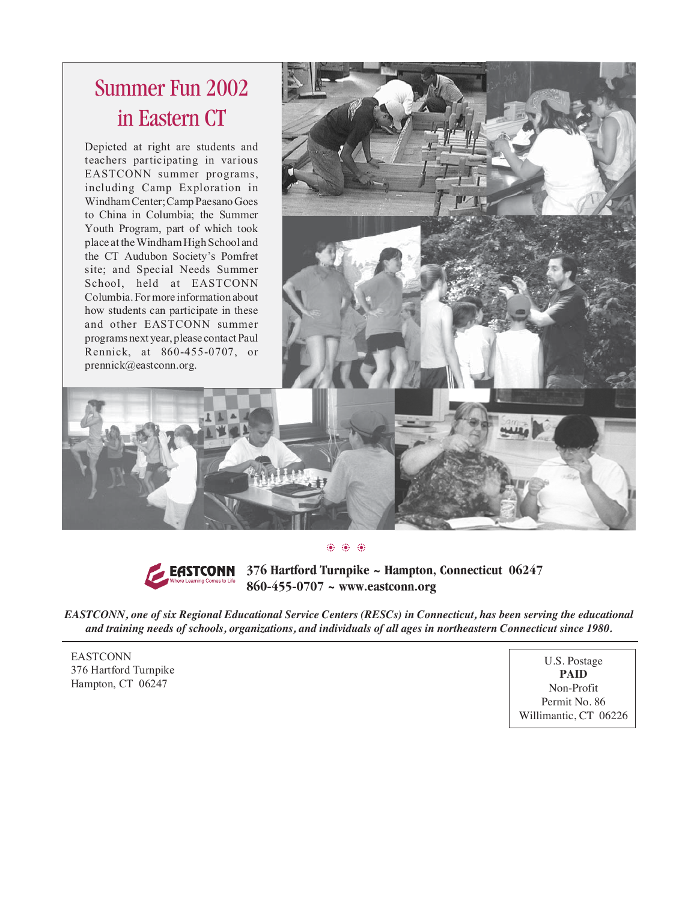# Summer Fun 2002 in Eastern CT

Depicted at right are students and teachers participating in various EASTCONN summer programs, including Camp Exploration in Windham Center; Camp Paesano Goes to China in Columbia; the Summer Youth Program, part of which took place at the Windham High School and the CT Audubon Society's Pomfret site; and Special Needs Summer School, held at EASTCONN Columbia. For more information about how students can participate in these and other EASTCONN summer programs next year, please contact Paul Rennick, at 860-455-0707, or prennick@eastconn.org.

**EASTCONN** Where Learning Comes to Life **376 Hartford Turnpike ~ Hampton, Connecticut 06247**
**860-455-0707 ~ www.eastconn.org**

***EASTCONN, one of six Regional Educational Service Centers (RESCs) in Connecticut, has been serving the educational and training needs of schools, organizations, and individuals of all ages in northeastern Connecticut since 1980.***

EASTCONN
376 Hartford Turnpike
Hampton, CT 06247

U.S. Postage
**PAID**
Non-Profit
Permit No. 86
Willimantic, CT 06226